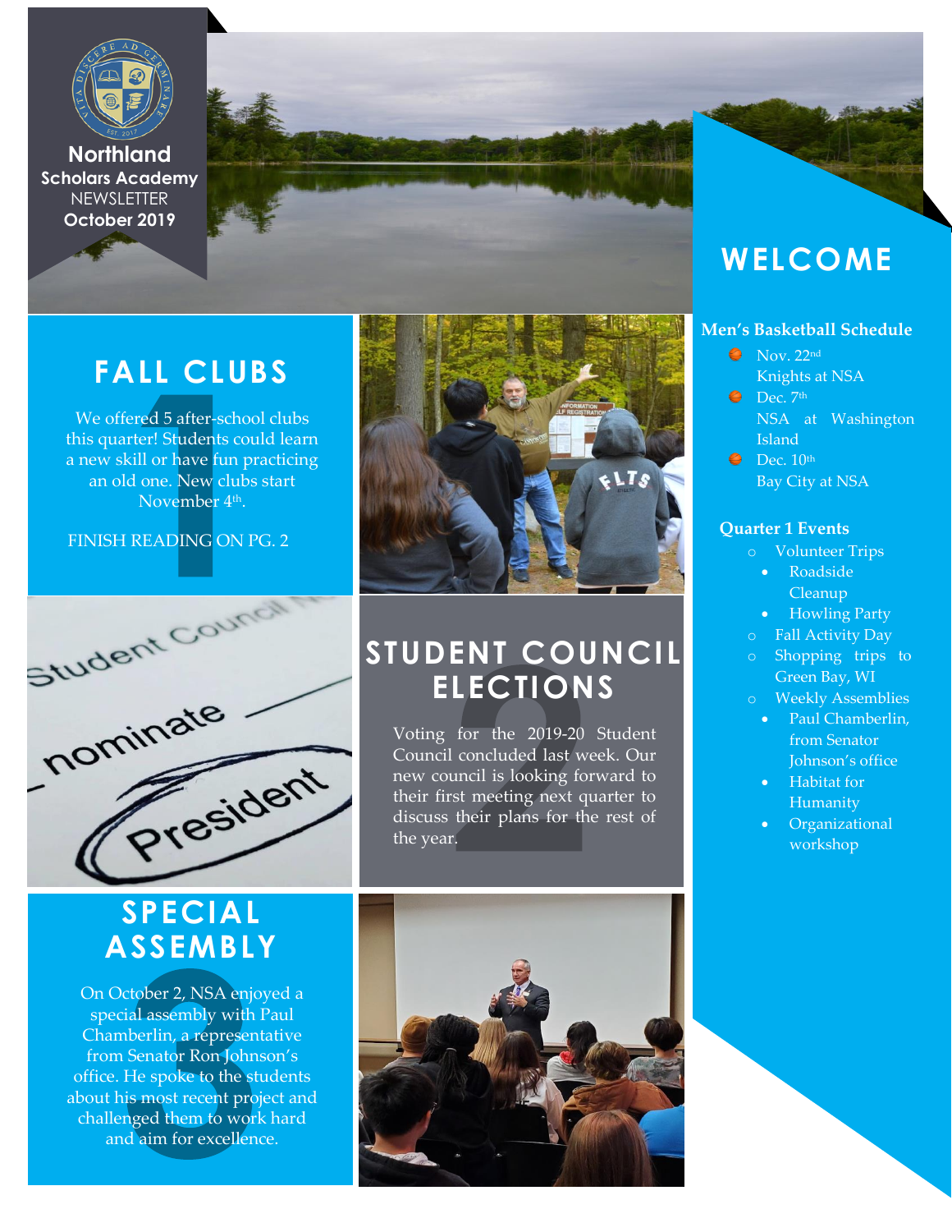**Northland Scholars Academy**
NEWSLETTER
**October 2019**

## FALL CLUBS

We offered 5 after-school clubs this quarter! Students could learn a new skill or have fun practicing an old one. New clubs start November 4th.

FINISH READING ON PG. 2

## STUDENT COUNCIL ELECTIONS

Voting for the 2019-20 Student Council concluded last week. Our new council is looking forward to their first meeting next quarter to discuss their plans for the rest of the year.

## SPECIAL ASSEMBLY

On October 2, NSA enjoyed a special assembly with Paul Chamberlin, a representative from Senator Ron Johnson's office. He spoke to the students about his most recent project and challenged them to work hard and aim for excellence.

## WELCOME

### Men's Basketball Schedule

- Nov. 22nd
  Knights at NSA
- Dec. 7th
  NSA at Washington Island
- Dec. 10th
  Bay City at NSA

### Quarter 1 Events

- Volunteer Trips
  - Roadside Cleanup
  - Howling Party
- Fall Activity Day
- Shopping trips to Green Bay, WI
- Weekly Assemblies
  - Paul Chamberlin, from Senator Johnson's office
  - Habitat for Humanity
  - Organizational workshop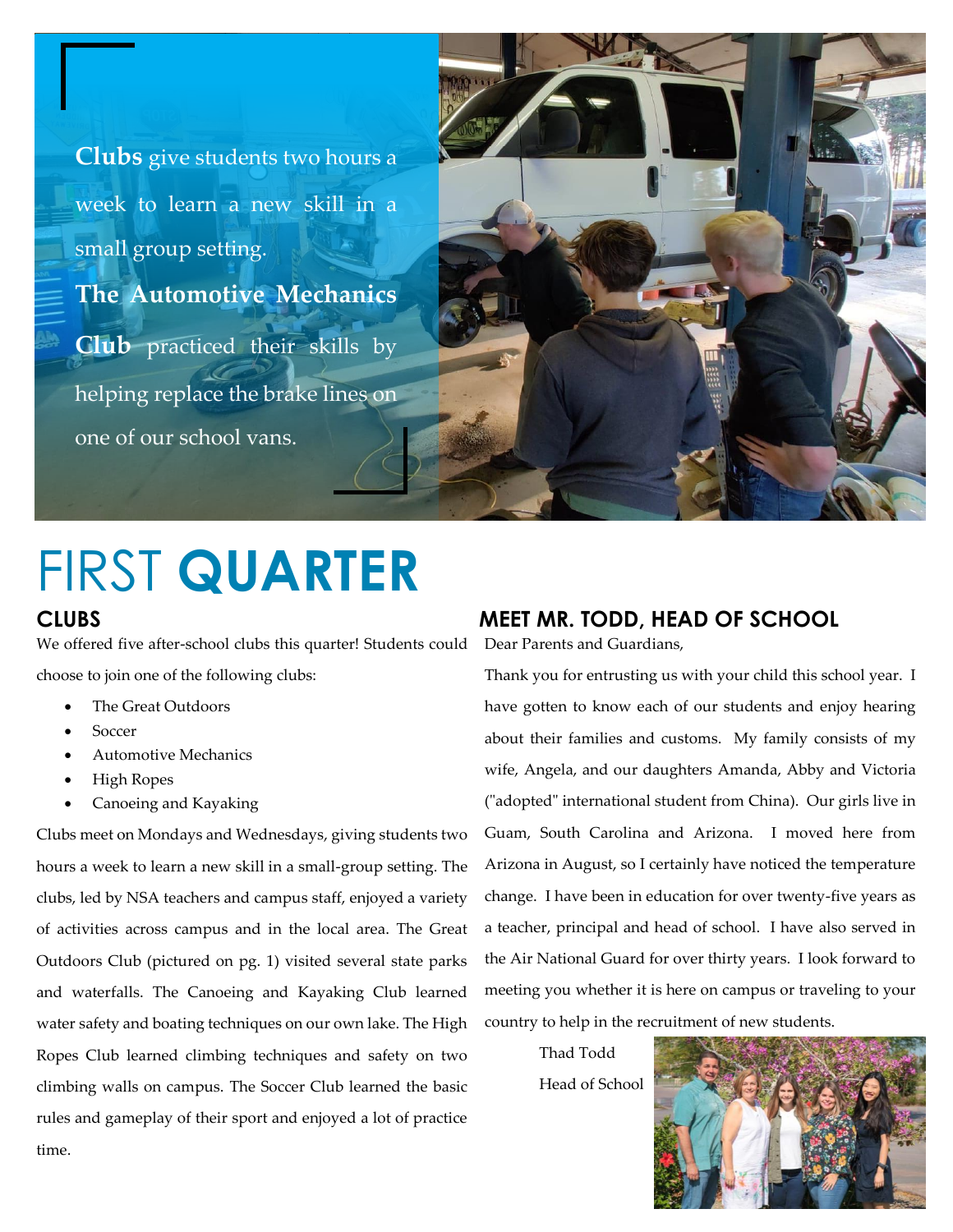**Clubs** give students two hours a week to learn a new skill in a small group setting. **The Automotive Mechanics Club** practiced their skills by helping replace the brake lines on one of our school vans.

# FIRST **QUARTER**

## CLUBS

We offered five after-school clubs this quarter! Students could choose to join one of the following clubs:

- The Great Outdoors
- Soccer
- Automotive Mechanics
- High Ropes
- Canoeing and Kayaking

Clubs meet on Mondays and Wednesdays, giving students two hours a week to learn a new skill in a small-group setting. The clubs, led by NSA teachers and campus staff, enjoyed a variety of activities across campus and in the local area. The Great Outdoors Club (pictured on pg. 1) visited several state parks and waterfalls. The Canoeing and Kayaking Club learned water safety and boating techniques on our own lake. The High Ropes Club learned climbing techniques and safety on two climbing walls on campus. The Soccer Club learned the basic rules and gameplay of their sport and enjoyed a lot of practice time.

## MEET MR. TODD, HEAD OF SCHOOL

Dear Parents and Guardians,

Thank you for entrusting us with your child this school year. I have gotten to know each of our students and enjoy hearing about their families and customs. My family consists of my wife, Angela, and our daughters Amanda, Abby and Victoria ("adopted" international student from China). Our girls live in Guam, South Carolina and Arizona. I moved here from Arizona in August, so I certainly have noticed the temperature change. I have been in education for over twenty-five years as a teacher, principal and head of school. I have also served in the Air National Guard for over thirty years. I look forward to meeting you whether it is here on campus or traveling to your country to help in the recruitment of new students.

Thad Todd

Head of School